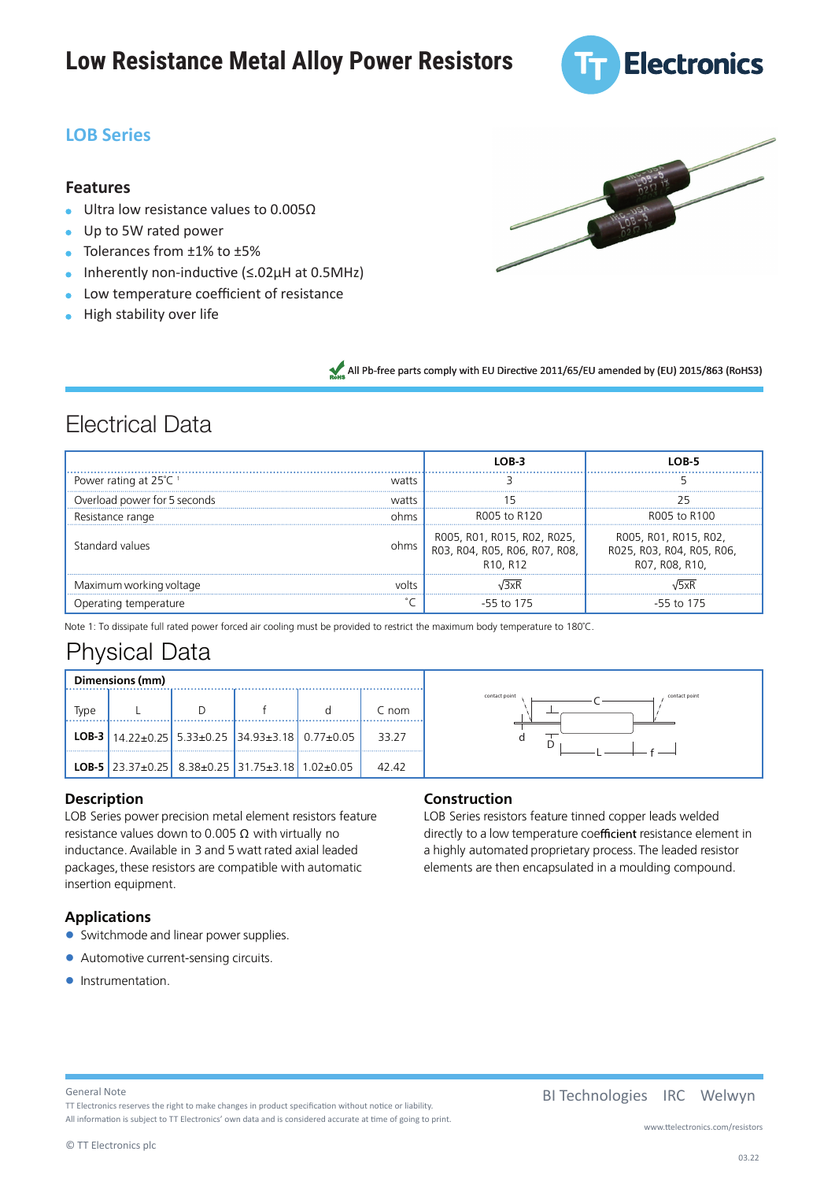# Low Resistance Metal Alloy Power Resistors

TT Electronics

## LOB Series

### Features

- Ultra low resistance values to 0.005Ω
- Up to 5W rated power
- Tolerances from ±1% to ±5%
- Inherently non-inductive (≤.02µH at 0.5MHz)
- Low temperature coefficient of resistance
- High stability over life

All Pb-free parts comply with EU Directive 2011/65/EU amended by (EU) 2015/863 (RoHS3)

## Electrical Data

| | | LOB-3 | LOB-5 |
|---|---|---|---|
| Power rating at 25°C [1] | watts | 3 | 5 |
| Overload power for 5 seconds | watts | 15 | 25 |
| Resistance range | ohms | R005 to R120 | R005 to R100 |
| Standard values | ohms | R005, R01, R015, R02, R025, R03, R04, R05, R06, R07, R08, R10, R12 | R005, R01, R015, R02, R025, R03, R04, R05, R06, R07, R08, R10, |
| Maximum working voltage | volts | $\sqrt{3xR}$ | $\sqrt{5xR}$ |
| Operating temperature | °C | -55 to 175 | -55 to 175 |

Note 1: To dissipate full rated power forced air cooling must be provided to restrict the maximum body temperature to 180°C.

## Physical Data

**Dimensions (mm)**

| Type | L | D | f | d | C nom |
|---|---|---|---|---|---|
| **LOB-3** | 14.22±0.25 | 5.33±0.25 | 34.93±3.18 | 0.77±0.05 | 33.27 |
| **LOB-5** | 23.37±0.25 | 8.38±0.25 | 31.75±3.18 | 1.02±0.05 | 42.42 |

contact point
C
contact point
d
D
L
f

### Description

LOB Series power precision metal element resistors feature resistance values down to 0.005 Ω with virtually no inductance. Available in 3 and 5 watt rated axial leaded packages, these resistors are compatible with automatic insertion equipment.

### Construction

LOB Series resistors feature tinned copper leads welded directly to a low temperature coefficient resistance element in a highly automated proprietary process. The leaded resistor elements are then encapsulated in a moulding compound.

### Applications

- Switchmode and linear power supplies.
- Automotive current-sensing circuits.
- Instrumentation.

General Note
TT Electronics reserves the right to make changes in product specification without notice or liability.
All information is subject to TT Electronics' own data and is considered accurate at time of going to print.

© TT Electronics plc

BI Technologies IRC Welwyn

www.ttelectronics.com/resistors

03.22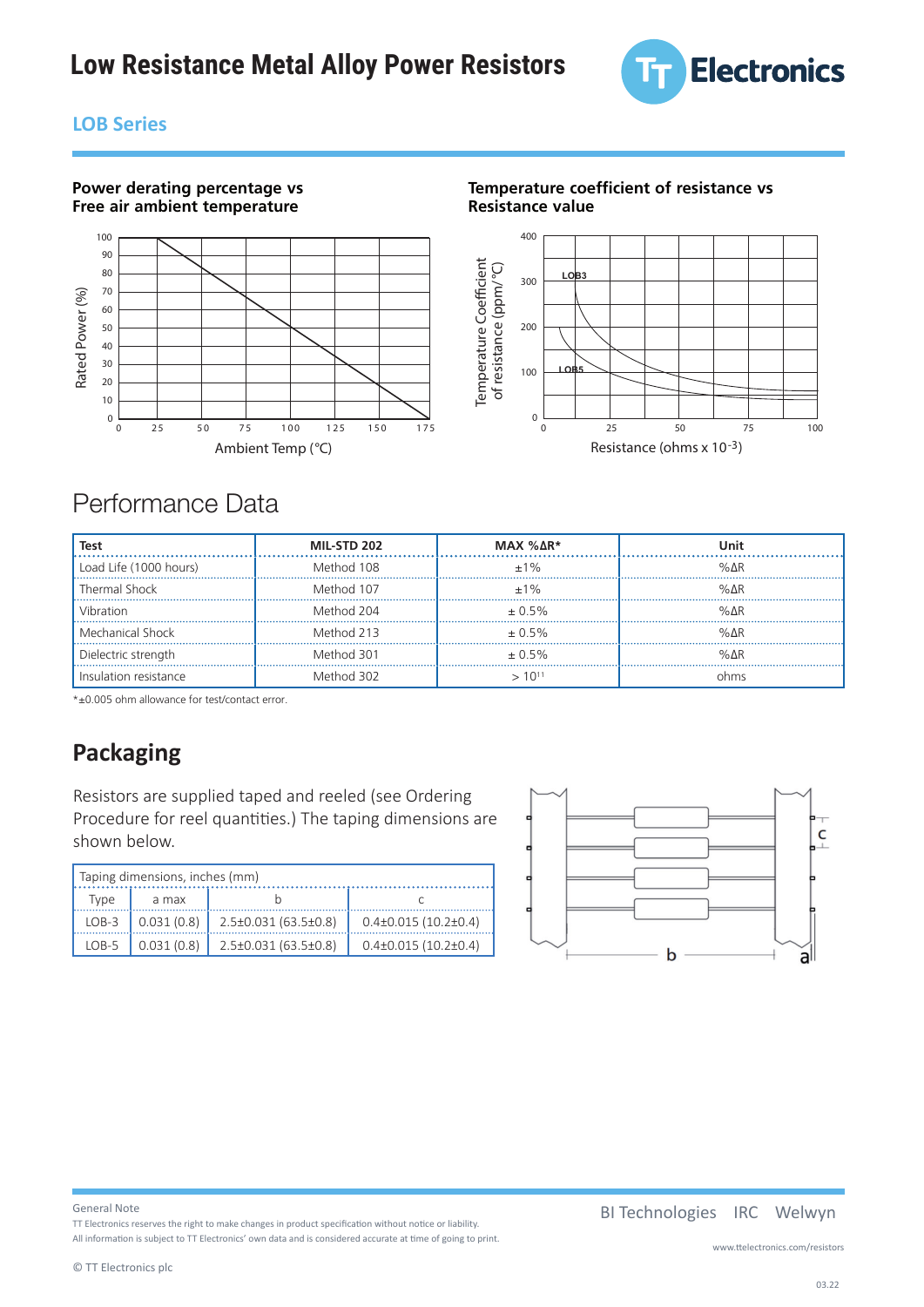# Low Resistance Metal Alloy Power Resistors

## LOB Series

**Power derating percentage vs Free air ambient temperature**

100
90
80
70
60
50
40
30
20
10
0
Rated Power (%)
0 25 50 75 100 125 150 175
Ambient Temp (°C)

**Temperature coefficient of resistance vs Resistance value**

400
300
200
100
0
Temperature Coefficient of resistance (ppm/°C)
LOB3
LOB5
0 25 50 75 100
Resistance (ohms x $10^{-3}$)

# Performance Data

| Test | MIL-STD 202 | MAX %ΔR* | Unit |
|---|---|---|---|
| Load Life (1000 hours) | Method 108 | ±1% | %ΔR |
| Thermal Shock | Method 107 | ±1% | %ΔR |
| Vibration | Method 204 | ± 0.5% | %ΔR |
| Mechanical Shock | Method 213 | ± 0.5% | %ΔR |
| Dielectric strength | Method 301 | ± 0.5% | %ΔR |
| Insulation resistance | Method 302 | > $10^{11}$ | ohms |

*±0.005 ohm allowance for test/contact error.

## Packaging

Resistors are supplied taped and reeled (see Ordering Procedure for reel quantities.) The taping dimensions are shown below.

| Taping dimensions, inches (mm) | | | |
|---|---|---|---|
| Type | a max | b | c |
| LOB-3 | 0.031 (0.8) | 2.5±0.031 (63.5±0.8) | 0.4±0.015 (10.2±0.4) |
| LOB-5 | 0.031 (0.8) | 2.5±0.031 (63.5±0.8) | 0.4±0.015 (10.2±0.4) |

c
b
a

General Note
TT Electronics reserves the right to make changes in product specification without notice or liability.
All information is subject to TT Electronics' own data and is considered accurate at time of going to print.

© TT Electronics plc

BI Technologies IRC Welwyn

www.ttelectronics.com/resistors

03.22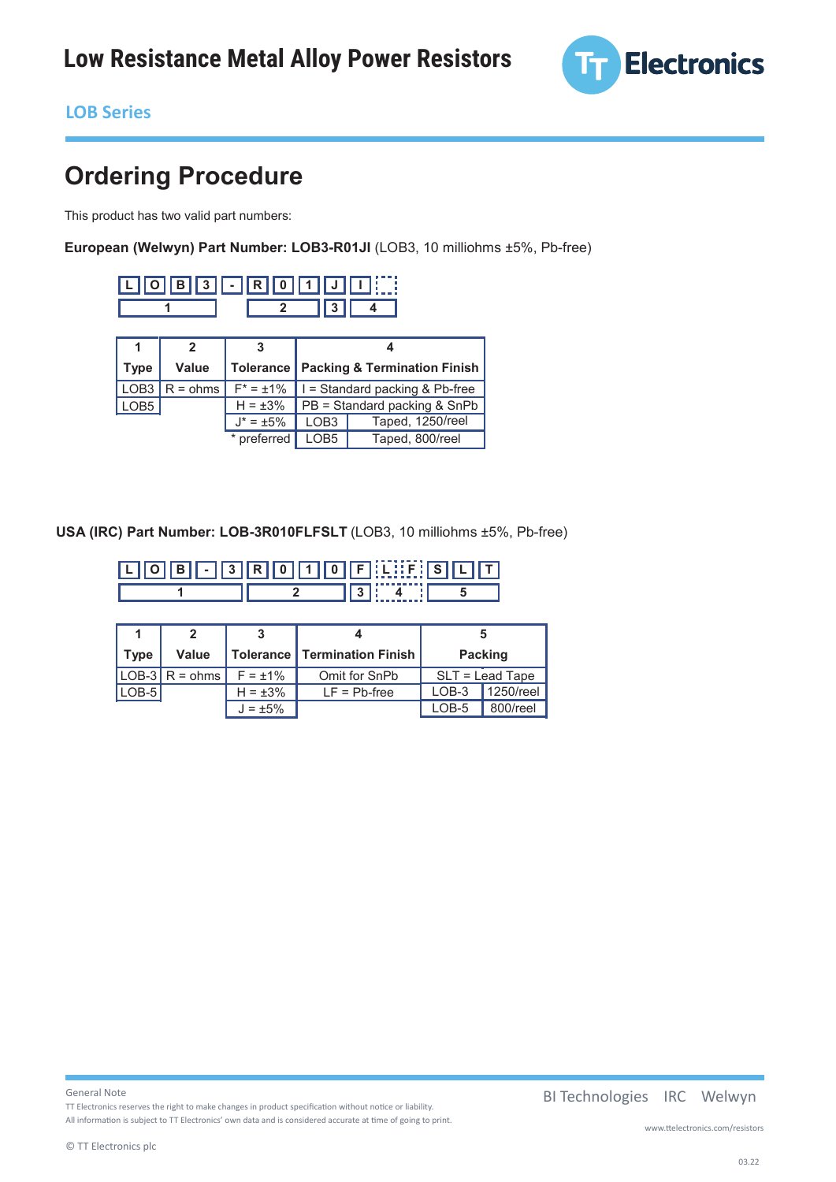# Low Resistance Metal Alloy Power Resistors

## LOB Series

## Ordering Procedure

This product has two valid part numbers:

**European (Welwyn) Part Number: LOB3-R01JI** (LOB3, 10 milliohms ±5%, Pb-free)

| L | O | B | 3 | - | R | 0 | 1 | J | I | |
|---|---|---|---|---|---|---|---|---|---|---|
| 1 | | | | | 2 | | | 3 | 4 | |

| 1 Type | 2 Value | 3 Tolerance | 4 Packing & Termination Finish | |
|---|---|---|---|---|
| LOB3 | R = ohms | F* = ±1% | I = Standard packing & Pb-free | |
| LOB5 | | H = ±3% | PB = Standard packing & SnPb | |
| | | J* = ±5% | LOB3 | Taped, 1250/reel |
| | | * preferred | LOB5 | Taped, 800/reel |

**USA (IRC) Part Number: LOB-3R010FLFSLT** (LOB3, 10 milliohms ±5%, Pb-free)

| L | O | B | - | 3 | R | 0 | 1 | 0 | F | L | F | S | L | T |
|---|---|---|---|---|---|---|---|---|---|---|---|---|---|---|
| 1 | | | | | 2 | | | | 3 | 4 | | 5 | | |

| 1 Type | 2 Value | 3 Tolerance | 4 Termination Finish | 5 Packing | |
|---|---|---|---|---|---|
| LOB-3 | R = ohms | F = ±1% | Omit for SnPb | SLT = Lead Tape | |
| LOB-5 | | H = ±3% | LF = Pb-free | LOB-3 | 1250/reel |
| | | J = ±5% | | LOB-5 | 800/reel |

General Note

TT Electronics reserves the right to make changes in product specification without notice or liability.

All information is subject to TT Electronics' own data and is considered accurate at time of going to print.

© TT Electronics plc

BI Technologies IRC Welwyn

www.ttelectronics.com/resistors

03.22